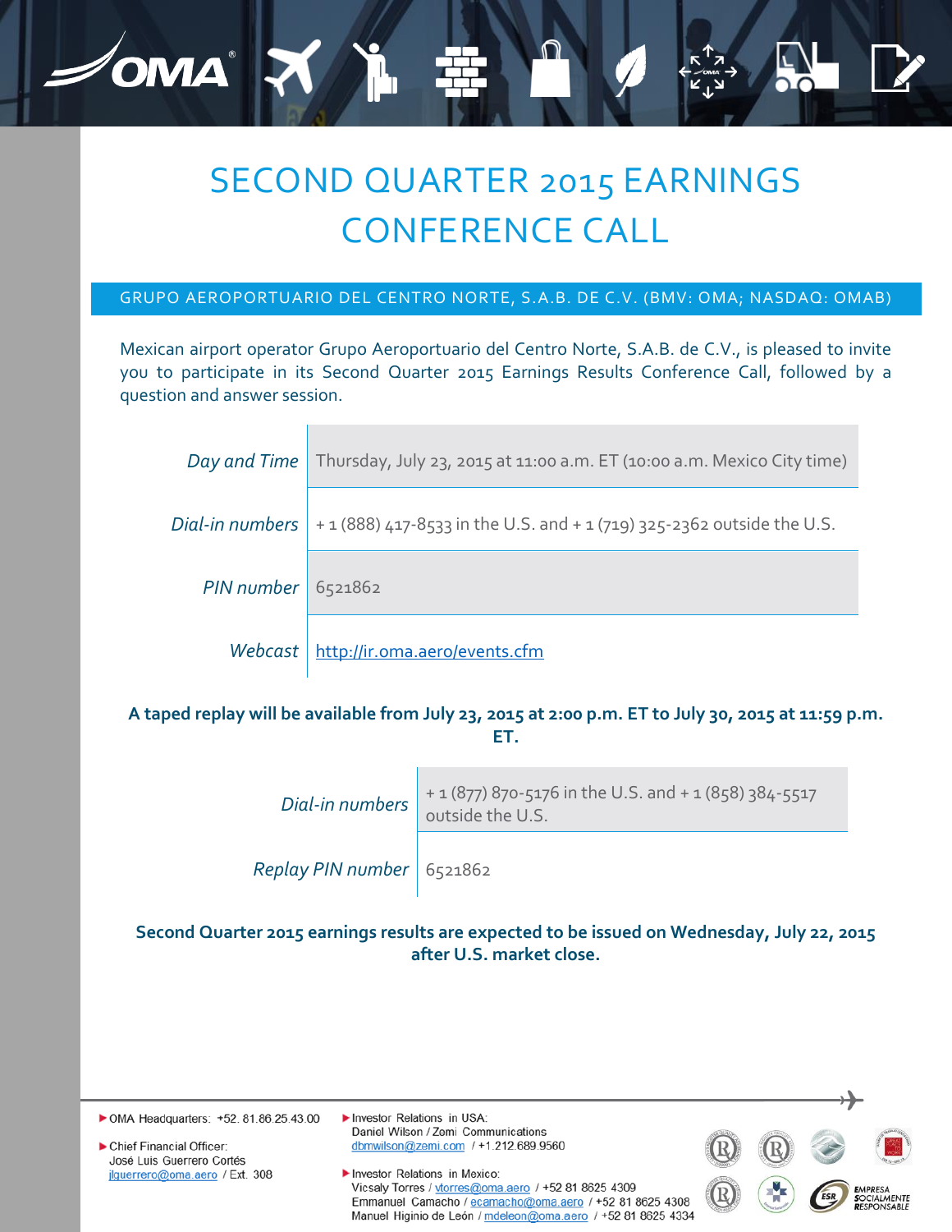# SECOND QUARTER 2015 EARNINGS CONFERENCE CALL

GRUPO AEROPORTUARIO DEL CENTRO NORTE, S.A.B. DE C.V. (BMV: OMA; NASDAQ: OMAB)

Mexican airport operator Grupo Aeroportuario del Centro Norte, S.A.B. de C.V., is pleased to invite you to participate in its Second Quarter 2015 Earnings Results Conference Call, followed by a question and answer session.

| | |
|---|---|
| *Day and Time* | Thursday, July 23, 2015 at 11:00 a.m. ET (10:00 a.m. Mexico City time) |
| *Dial-in numbers* | + 1 (888) 417-8533 in the U.S. and + 1 (719) 325-2362 outside the U.S. |
| *PIN number* | 6521862 |
| *Webcast* | http://ir.oma.aero/events.cfm |

**A taped replay will be available from July 23, 2015 at 2:00 p.m. ET to July 30, 2015 at 11:59 p.m. ET.**

| | |
|---|---|
| *Dial-in numbers* | + 1 (877) 870-5176 in the U.S. and + 1 (858) 384-5517 outside the U.S. |
| *Replay PIN number* | 6521862 |

**Second Quarter 2015 earnings results are expected to be issued on Wednesday, July 22, 2015 after U.S. market close.**

- OMA Headquarters: +52. 81.86.25.43.00
- Chief Financial Officer:
  José Luis Guerrero Cortés
  jlguerrero@oma.aero / Ext. 308
- Investor Relations in USA:
  Daniel Wilson / Zemi Communications
  dbmwilson@zemi.com / +1.212.689.9560
- Investor Relations in Mexico:
  Vicsaly Torres / vtorres@oma.aero / +52 81 8625 4309
  Emmanuel Camacho / ecamacho@oma.aero / +52 81 8625 4308
  Manuel Higinio de León / mdeleon@oma.aero / +52 81 8625 4334

EMPRESA SOCIALMENTE RESPONSABLE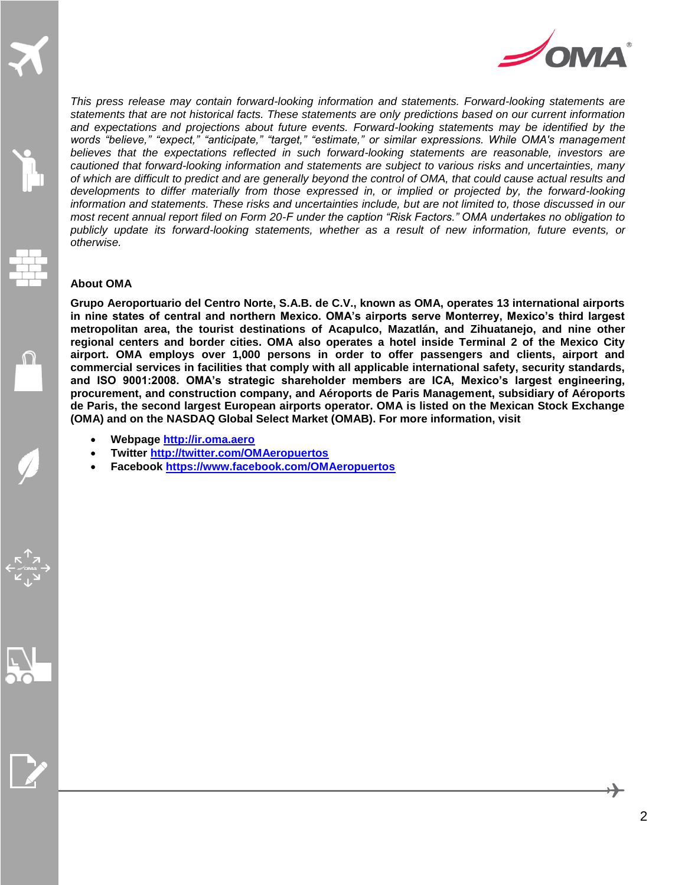*This press release may contain forward-looking information and statements. Forward-looking statements are statements that are not historical facts. These statements are only predictions based on our current information and expectations and projections about future events. Forward-looking statements may be identified by the words "believe," "expect," "anticipate," "target," "estimate," or similar expressions. While OMA's management believes that the expectations reflected in such forward-looking statements are reasonable, investors are cautioned that forward-looking information and statements are subject to various risks and uncertainties, many of which are difficult to predict and are generally beyond the control of OMA, that could cause actual results and developments to differ materially from those expressed in, or implied or projected by, the forward-looking information and statements. These risks and uncertainties include, but are not limited to, those discussed in our most recent annual report filed on Form 20-F under the caption "Risk Factors." OMA undertakes no obligation to publicly update its forward-looking statements, whether as a result of new information, future events, or otherwise.*

**About OMA**

**Grupo Aeroportuario del Centro Norte, S.A.B. de C.V., known as OMA, operates 13 international airports in nine states of central and northern Mexico. OMA's airports serve Monterrey, Mexico's third largest metropolitan area, the tourist destinations of Acapulco, Mazatlán, and Zihuatanejo, and nine other regional centers and border cities. OMA also operates a hotel inside Terminal 2 of the Mexico City airport. OMA employs over 1,000 persons in order to offer passengers and clients, airport and commercial services in facilities that comply with all applicable international safety, security standards, and ISO 9001:2008. OMA's strategic shareholder members are ICA, Mexico's largest engineering, procurement, and construction company, and Aéroports de Paris Management, subsidiary of Aéroports de Paris, the second largest European airports operator. OMA is listed on the Mexican Stock Exchange (OMA) and on the NASDAQ Global Select Market (OMAB). For more information, visit**

- **Webpage http://ir.oma.aero**
- **Twitter http://twitter.com/OMAeropuertos**
- **Facebook https://www.facebook.com/OMAeropuertos**